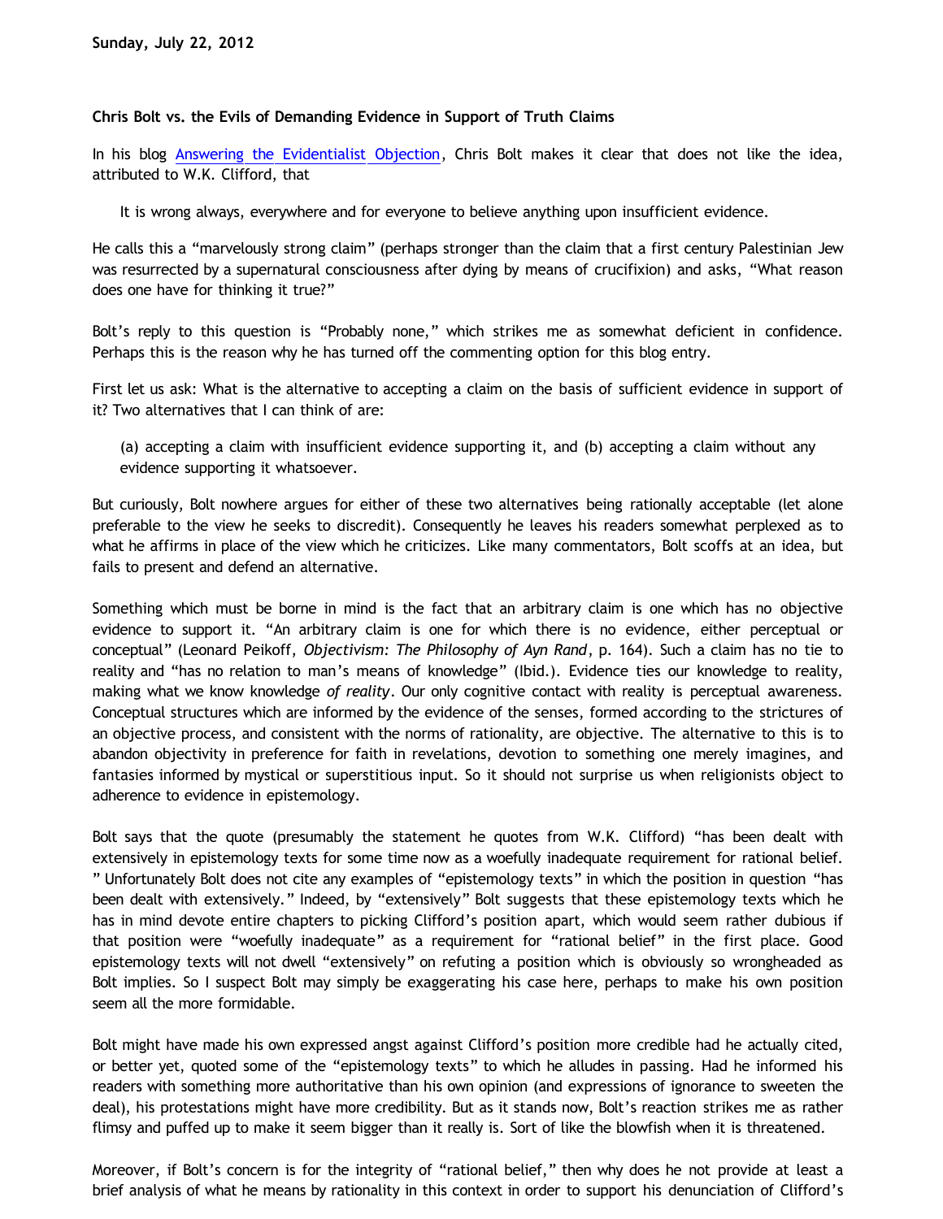**Sunday, July 22, 2012**

**Chris Bolt vs. the Evils of Demanding Evidence in Support of Truth Claims**

In his blog [Answering the Evidentialist Objection](), Chris Bolt makes it clear that does not like the idea, attributed to W.K. Clifford, that

> It is wrong always, everywhere and for everyone to believe anything upon insufficient evidence.

He calls this a "marvelously strong claim" (perhaps stronger than the claim that a first century Palestinian Jew was resurrected by a supernatural consciousness after dying by means of crucifixion) and asks, "What reason does one have for thinking it true?"

Bolt's reply to this question is "Probably none," which strikes me as somewhat deficient in confidence. Perhaps this is the reason why he has turned off the commenting option for this blog entry.

First let us ask: What is the alternative to accepting a claim on the basis of sufficient evidence in support of it? Two alternatives that I can think of are:

> (a) accepting a claim with insufficient evidence supporting it, and (b) accepting a claim without any evidence supporting it whatsoever.

But curiously, Bolt nowhere argues for either of these two alternatives being rationally acceptable (let alone preferable to the view he seeks to discredit). Consequently he leaves his readers somewhat perplexed as to what he affirms in place of the view which he criticizes. Like many commentators, Bolt scoffs at an idea, but fails to present and defend an alternative.

Something which must be borne in mind is the fact that an arbitrary claim is one which has no objective evidence to support it. "An arbitrary claim is one for which there is no evidence, either perceptual or conceptual" (Leonard Peikoff, *Objectivism: The Philosophy of Ayn Rand*, p. 164). Such a claim has no tie to reality and "has no relation to man's means of knowledge" (Ibid.). Evidence ties our knowledge to reality, making what we know knowledge *of reality*. Our only cognitive contact with reality is perceptual awareness. Conceptual structures which are informed by the evidence of the senses, formed according to the strictures of an objective process, and consistent with the norms of rationality, are objective. The alternative to this is to abandon objectivity in preference for faith in revelations, devotion to something one merely imagines, and fantasies informed by mystical or superstitious input. So it should not surprise us when religionists object to adherence to evidence in epistemology.

Bolt says that the quote (presumably the statement he quotes from W.K. Clifford) "has been dealt with extensively in epistemology texts for some time now as a woefully inadequate requirement for rational belief." Unfortunately Bolt does not cite any examples of "epistemology texts" in which the position in question "has been dealt with extensively." Indeed, by "extensively" Bolt suggests that these epistemology texts which he has in mind devote entire chapters to picking Clifford's position apart, which would seem rather dubious if that position were "woefully inadequate" as a requirement for "rational belief" in the first place. Good epistemology texts will not dwell "extensively" on refuting a position which is obviously so wrongheaded as Bolt implies. So I suspect Bolt may simply be exaggerating his case here, perhaps to make his own position seem all the more formidable.

Bolt might have made his own expressed angst against Clifford's position more credible had he actually cited, or better yet, quoted some of the "epistemology texts" to which he alludes in passing. Had he informed his readers with something more authoritative than his own opinion (and expressions of ignorance to sweeten the deal), his protestations might have more credibility. But as it stands now, Bolt's reaction strikes me as rather flimsy and puffed up to make it seem bigger than it really is. Sort of like the blowfish when it is threatened.

Moreover, if Bolt's concern is for the integrity of "rational belief," then why does he not provide at least a brief analysis of what he means by rationality in this context in order to support his denunciation of Clifford's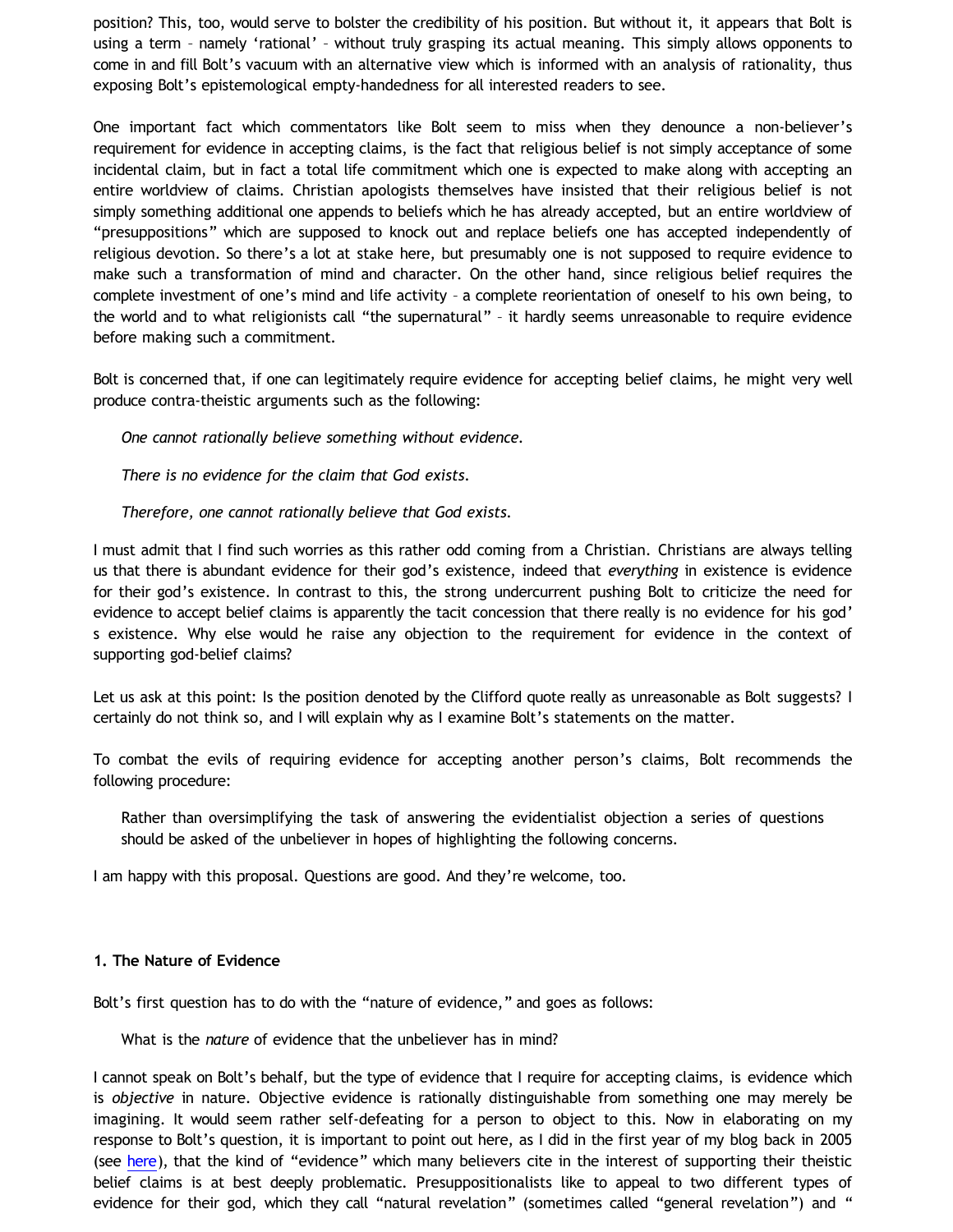position? This, too, would serve to bolster the credibility of his position. But without it, it appears that Bolt is using a term – namely 'rational' – without truly grasping its actual meaning. This simply allows opponents to come in and fill Bolt's vacuum with an alternative view which is informed with an analysis of rationality, thus exposing Bolt's epistemological empty-handedness for all interested readers to see.

One important fact which commentators like Bolt seem to miss when they denounce a non-believer's requirement for evidence in accepting claims, is the fact that religious belief is not simply acceptance of some incidental claim, but in fact a total life commitment which one is expected to make along with accepting an entire worldview of claims. Christian apologists themselves have insisted that their religious belief is not simply something additional one appends to beliefs which he has already accepted, but an entire worldview of "presuppositions" which are supposed to knock out and replace beliefs one has accepted independently of religious devotion. So there's a lot at stake here, but presumably one is not supposed to require evidence to make such a transformation of mind and character. On the other hand, since religious belief requires the complete investment of one's mind and life activity – a complete reorientation of oneself to his own being, to the world and to what religionists call "the supernatural" – it hardly seems unreasonable to require evidence before making such a commitment.

Bolt is concerned that, if one can legitimately require evidence for accepting belief claims, he might very well produce contra-theistic arguments such as the following:

> *One cannot rationally believe something without evidence.*
>
> *There is no evidence for the claim that God exists.*
>
> *Therefore, one cannot rationally believe that God exists.*

I must admit that I find such worries as this rather odd coming from a Christian. Christians are always telling us that there is abundant evidence for their god's existence, indeed that *everything* in existence is evidence for their god's existence. In contrast to this, the strong undercurrent pushing Bolt to criticize the need for evidence to accept belief claims is apparently the tacit concession that there really is no evidence for his god's existence. Why else would he raise any objection to the requirement for evidence in the context of supporting god-belief claims?

Let us ask at this point: Is the position denoted by the Clifford quote really as unreasonable as Bolt suggests? I certainly do not think so, and I will explain why as I examine Bolt's statements on the matter.

To combat the evils of requiring evidence for accepting another person's claims, Bolt recommends the following procedure:

> Rather than oversimplifying the task of answering the evidentialist objection a series of questions should be asked of the unbeliever in hopes of highlighting the following concerns.

I am happy with this proposal. Questions are good. And they're welcome, too.

**1. The Nature of Evidence**

Bolt's first question has to do with the "nature of evidence," and goes as follows:

> What is the *nature* of evidence that the unbeliever has in mind?

I cannot speak on Bolt's behalf, but the type of evidence that I require for accepting claims, is evidence which is *objective* in nature. Objective evidence is rationally distinguishable from something one may merely be imagining. It would seem rather self-defeating for a person to object to this. Now in elaborating on my response to Bolt's question, it is important to point out here, as I did in the first year of my blog back in 2005 (see here), that the kind of "evidence" which many believers cite in the interest of supporting their theistic belief claims is at best deeply problematic. Presuppositionalists like to appeal to two different types of evidence for their god, which they call "natural revelation" (sometimes called "general revelation") and "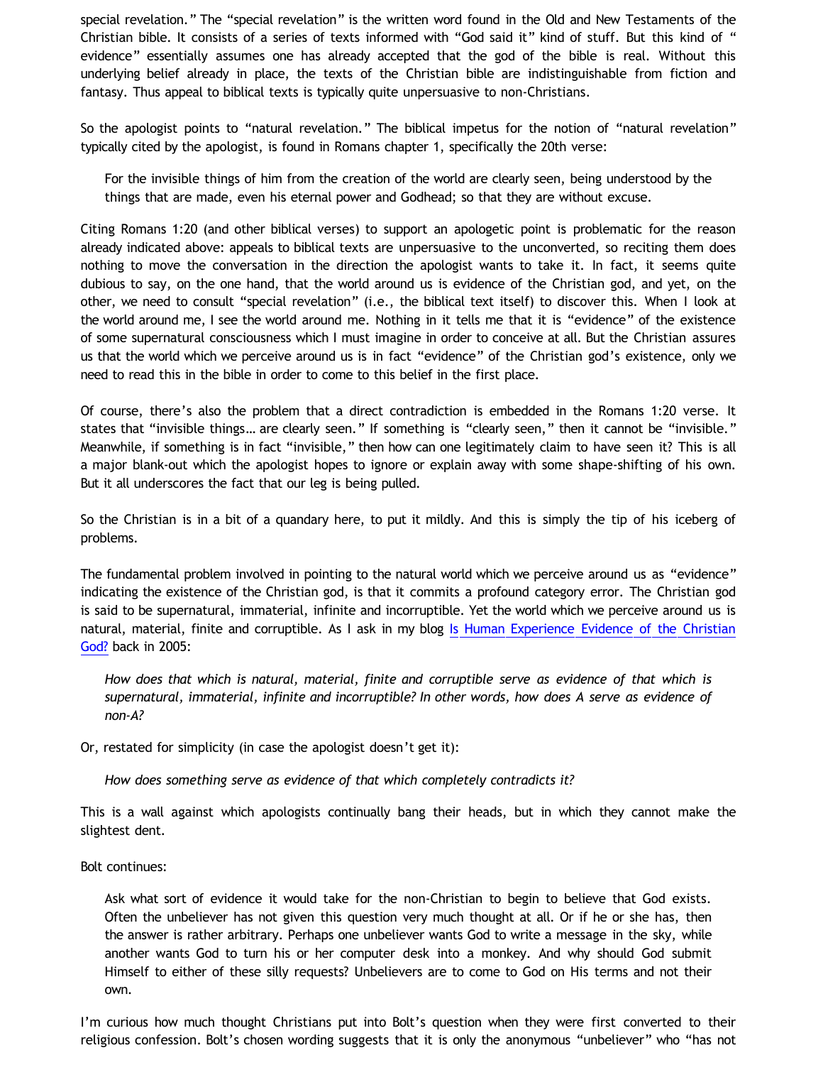special revelation." The "special revelation" is the written word found in the Old and New Testaments of the Christian bible. It consists of a series of texts informed with "God said it" kind of stuff. But this kind of " evidence" essentially assumes one has already accepted that the god of the bible is real. Without this underlying belief already in place, the texts of the Christian bible are indistinguishable from fiction and fantasy. Thus appeal to biblical texts is typically quite unpersuasive to non-Christians.

So the apologist points to "natural revelation." The biblical impetus for the notion of "natural revelation" typically cited by the apologist, is found in Romans chapter 1, specifically the 20th verse:

> For the invisible things of him from the creation of the world are clearly seen, being understood by the things that are made, even his eternal power and Godhead; so that they are without excuse.

Citing Romans 1:20 (and other biblical verses) to support an apologetic point is problematic for the reason already indicated above: appeals to biblical texts are unpersuasive to the unconverted, so reciting them does nothing to move the conversation in the direction the apologist wants to take it. In fact, it seems quite dubious to say, on the one hand, that the world around us is evidence of the Christian god, and yet, on the other, we need to consult "special revelation" (i.e., the biblical text itself) to discover this. When I look at the world around me, I see the world around me. Nothing in it tells me that it is "evidence" of the existence of some supernatural consciousness which I must imagine in order to conceive at all. But the Christian assures us that the world which we perceive around us is in fact "evidence" of the Christian god's existence, only we need to read this in the bible in order to come to this belief in the first place.

Of course, there's also the problem that a direct contradiction is embedded in the Romans 1:20 verse. It states that "invisible things… are clearly seen." If something is "clearly seen," then it cannot be "invisible." Meanwhile, if something is in fact "invisible," then how can one legitimately claim to have seen it? This is all a major blank-out which the apologist hopes to ignore or explain away with some shape-shifting of his own. But it all underscores the fact that our leg is being pulled.

So the Christian is in a bit of a quandary here, to put it mildly. And this is simply the tip of his iceberg of problems.

The fundamental problem involved in pointing to the natural world which we perceive around us as "evidence" indicating the existence of the Christian god, is that it commits a profound category error. The Christian god is said to be supernatural, immaterial, infinite and incorruptible. Yet the world which we perceive around us is natural, material, finite and corruptible. As I ask in my blog [Is Human Experience Evidence of the Christian God?]() back in 2005:

> *How does that which is natural, material, finite and corruptible serve as evidence of that which is supernatural, immaterial, infinite and incorruptible? In other words, how does A serve as evidence of non-A?*

Or, restated for simplicity (in case the apologist doesn't get it):

> *How does something serve as evidence of that which completely contradicts it?*

This is a wall against which apologists continually bang their heads, but in which they cannot make the slightest dent.

Bolt continues:

> Ask what sort of evidence it would take for the non-Christian to begin to believe that God exists. Often the unbeliever has not given this question very much thought at all. Or if he or she has, then the answer is rather arbitrary. Perhaps one unbeliever wants God to write a message in the sky, while another wants God to turn his or her computer desk into a monkey. And why should God submit Himself to either of these silly requests? Unbelievers are to come to God on His terms and not their own.

I'm curious how much thought Christians put into Bolt's question when they were first converted to their religious confession. Bolt's chosen wording suggests that it is only the anonymous "unbeliever" who "has not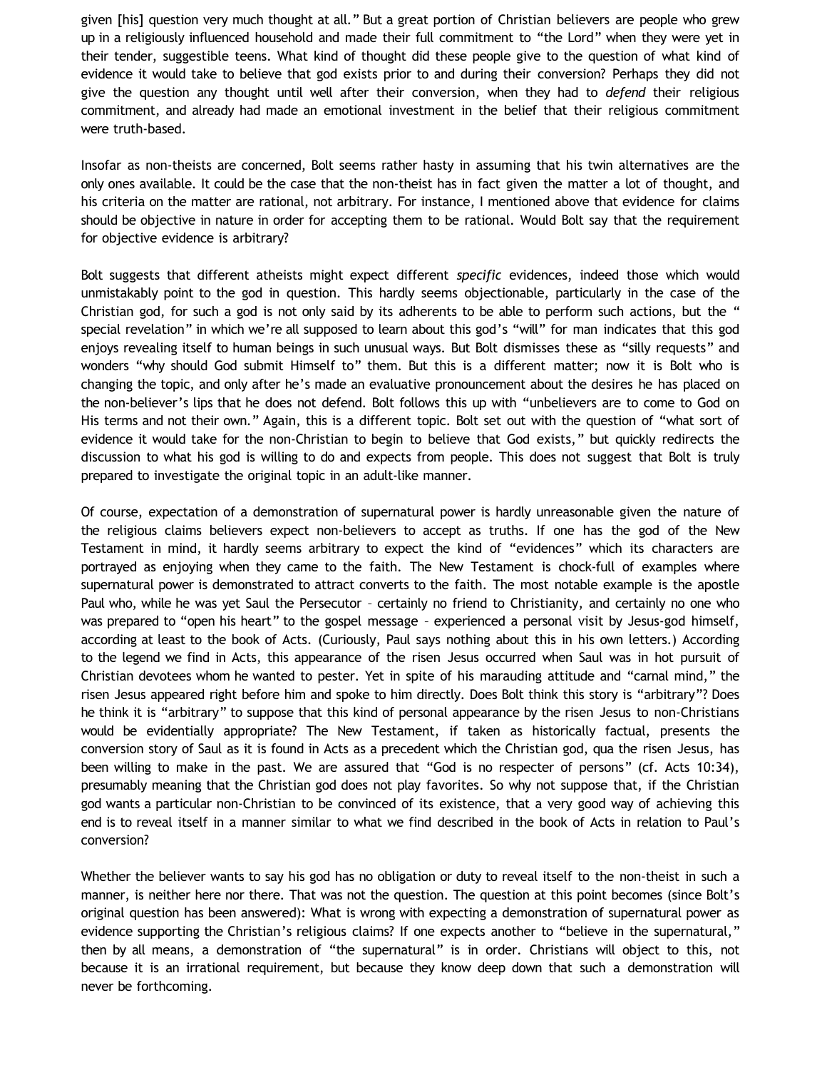given [his] question very much thought at all." But a great portion of Christian believers are people who grew up in a religiously influenced household and made their full commitment to "the Lord" when they were yet in their tender, suggestible teens. What kind of thought did these people give to the question of what kind of evidence it would take to believe that god exists prior to and during their conversion? Perhaps they did not give the question any thought until well after their conversion, when they had to *defend* their religious commitment, and already had made an emotional investment in the belief that their religious commitment were truth-based.

Insofar as non-theists are concerned, Bolt seems rather hasty in assuming that his twin alternatives are the only ones available. It could be the case that the non-theist has in fact given the matter a lot of thought, and his criteria on the matter are rational, not arbitrary. For instance, I mentioned above that evidence for claims should be objective in nature in order for accepting them to be rational. Would Bolt say that the requirement for objective evidence is arbitrary?

Bolt suggests that different atheists might expect different *specific* evidences, indeed those which would unmistakably point to the god in question. This hardly seems objectionable, particularly in the case of the Christian god, for such a god is not only said by its adherents to be able to perform such actions, but the " special revelation" in which we're all supposed to learn about this god's "will" for man indicates that this god enjoys revealing itself to human beings in such unusual ways. But Bolt dismisses these as "silly requests" and wonders "why should God submit Himself to" them. But this is a different matter; now it is Bolt who is changing the topic, and only after he's made an evaluative pronouncement about the desires he has placed on the non-believer's lips that he does not defend. Bolt follows this up with "unbelievers are to come to God on His terms and not their own." Again, this is a different topic. Bolt set out with the question of "what sort of evidence it would take for the non-Christian to begin to believe that God exists," but quickly redirects the discussion to what his god is willing to do and expects from people. This does not suggest that Bolt is truly prepared to investigate the original topic in an adult-like manner.

Of course, expectation of a demonstration of supernatural power is hardly unreasonable given the nature of the religious claims believers expect non-believers to accept as truths. If one has the god of the New Testament in mind, it hardly seems arbitrary to expect the kind of "evidences" which its characters are portrayed as enjoying when they came to the faith. The New Testament is chock-full of examples where supernatural power is demonstrated to attract converts to the faith. The most notable example is the apostle Paul who, while he was yet Saul the Persecutor – certainly no friend to Christianity, and certainly no one who was prepared to "open his heart" to the gospel message – experienced a personal visit by Jesus-god himself, according at least to the book of Acts. (Curiously, Paul says nothing about this in his own letters.) According to the legend we find in Acts, this appearance of the risen Jesus occurred when Saul was in hot pursuit of Christian devotees whom he wanted to pester. Yet in spite of his marauding attitude and "carnal mind," the risen Jesus appeared right before him and spoke to him directly. Does Bolt think this story is "arbitrary"? Does he think it is "arbitrary" to suppose that this kind of personal appearance by the risen Jesus to non-Christians would be evidentially appropriate? The New Testament, if taken as historically factual, presents the conversion story of Saul as it is found in Acts as a precedent which the Christian god, qua the risen Jesus, has been willing to make in the past. We are assured that "God is no respecter of persons" (cf. Acts 10:34), presumably meaning that the Christian god does not play favorites. So why not suppose that, if the Christian god wants a particular non-Christian to be convinced of its existence, that a very good way of achieving this end is to reveal itself in a manner similar to what we find described in the book of Acts in relation to Paul's conversion?

Whether the believer wants to say his god has no obligation or duty to reveal itself to the non-theist in such a manner, is neither here nor there. That was not the question. The question at this point becomes (since Bolt's original question has been answered): What is wrong with expecting a demonstration of supernatural power as evidence supporting the Christian's religious claims? If one expects another to "believe in the supernatural," then by all means, a demonstration of "the supernatural" is in order. Christians will object to this, not because it is an irrational requirement, but because they know deep down that such a demonstration will never be forthcoming.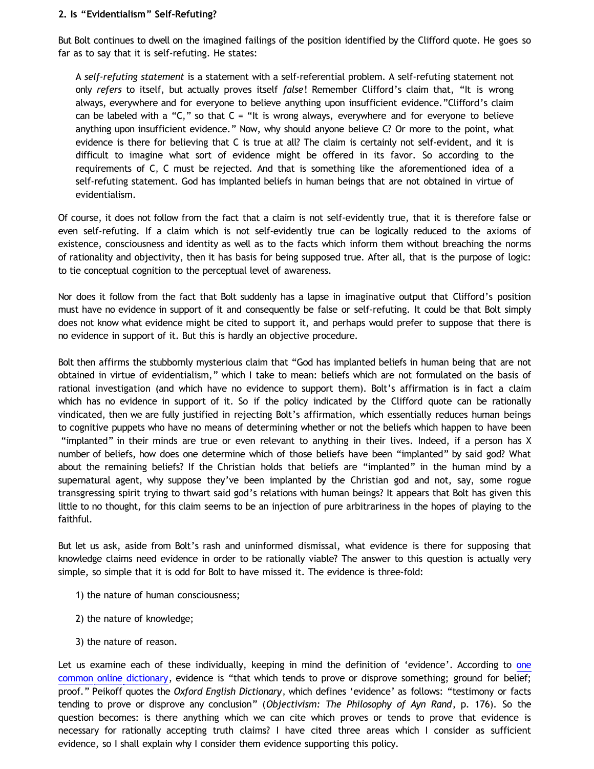**2. Is "Evidentialism" Self-Refuting?**

But Bolt continues to dwell on the imagined failings of the position identified by the Clifford quote. He goes so far as to say that it is self-refuting. He states:

> A *self-refuting statement* is a statement with a self-referential problem. A self-refuting statement not only *refers* to itself, but actually proves itself *false*! Remember Clifford's claim that, "It is wrong always, everywhere and for everyone to believe anything upon insufficient evidence."Clifford's claim can be labeled with a "C," so that C = "It is wrong always, everywhere and for everyone to believe anything upon insufficient evidence." Now, why should anyone believe C? Or more to the point, what evidence is there for believing that C is true at all? The claim is certainly not self-evident, and it is difficult to imagine what sort of evidence might be offered in its favor. So according to the requirements of C, C must be rejected. And that is something like the aforementioned idea of a self-refuting statement. God has implanted beliefs in human beings that are not obtained in virtue of evidentialism.

Of course, it does not follow from the fact that a claim is not self-evidently true, that it is therefore false or even self-refuting. If a claim which is not self-evidently true can be logically reduced to the axioms of existence, consciousness and identity as well as to the facts which inform them without breaching the norms of rationality and objectivity, then it has basis for being supposed true. After all, that is the purpose of logic: to tie conceptual cognition to the perceptual level of awareness.

Nor does it follow from the fact that Bolt suddenly has a lapse in imaginative output that Clifford's position must have no evidence in support of it and consequently be false or self-refuting. It could be that Bolt simply does not know what evidence might be cited to support it, and perhaps would prefer to suppose that there is no evidence in support of it. But this is hardly an objective procedure.

Bolt then affirms the stubbornly mysterious claim that "God has implanted beliefs in human being that are not obtained in virtue of evidentialism," which I take to mean: beliefs which are not formulated on the basis of rational investigation (and which have no evidence to support them). Bolt's affirmation is in fact a claim which has no evidence in support of it. So if the policy indicated by the Clifford quote can be rationally vindicated, then we are fully justified in rejecting Bolt's affirmation, which essentially reduces human beings to cognitive puppets who have no means of determining whether or not the beliefs which happen to have been "implanted" in their minds are true or even relevant to anything in their lives. Indeed, if a person has X number of beliefs, how does one determine which of those beliefs have been "implanted" by said god? What about the remaining beliefs? If the Christian holds that beliefs are "implanted" in the human mind by a supernatural agent, why suppose they've been implanted by the Christian god and not, say, some rogue transgressing spirit trying to thwart said god's relations with human beings? It appears that Bolt has given this little to no thought, for this claim seems to be an injection of pure arbitrariness in the hopes of playing to the faithful.

But let us ask, aside from Bolt's rash and uninformed dismissal, what evidence is there for supposing that knowledge claims need evidence in order to be rationally viable? The answer to this question is actually very simple, so simple that it is odd for Bolt to have missed it. The evidence is three-fold:

1) the nature of human consciousness;

2) the nature of knowledge;

3) the nature of reason.

Let us examine each of these individually, keeping in mind the definition of 'evidence'. According to one common online dictionary, evidence is "that which tends to prove or disprove something; ground for belief; proof." Peikoff quotes the *Oxford English Dictionary*, which defines 'evidence' as follows: "testimony or facts tending to prove or disprove any conclusion" (*Objectivism: The Philosophy of Ayn Rand*, p. 176). So the question becomes: is there anything which we can cite which proves or tends to prove that evidence is necessary for rationally accepting truth claims? I have cited three areas which I consider as sufficient evidence, so I shall explain why I consider them evidence supporting this policy.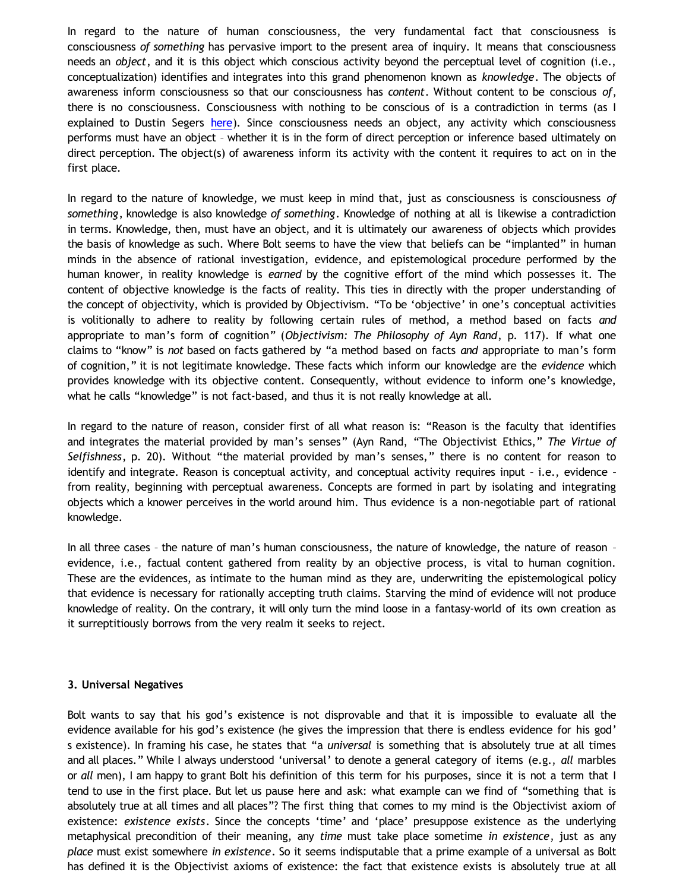In regard to the nature of human consciousness, the very fundamental fact that consciousness is consciousness *of something* has pervasive import to the present area of inquiry. It means that consciousness needs an *object*, and it is this object which conscious activity beyond the perceptual level of cognition (i.e., conceptualization) identifies and integrates into this grand phenomenon known as *knowledge*. The objects of awareness inform consciousness so that our consciousness has *content*. Without content to be conscious *of*, there is no consciousness. Consciousness with nothing to be conscious of is a contradiction in terms (as I explained to Dustin Segers here). Since consciousness needs an object, any activity which consciousness performs must have an object – whether it is in the form of direct perception or inference based ultimately on direct perception. The object(s) of awareness inform its activity with the content it requires to act on in the first place.

In regard to the nature of knowledge, we must keep in mind that, just as consciousness is consciousness *of something*, knowledge is also knowledge *of something*. Knowledge of nothing at all is likewise a contradiction in terms. Knowledge, then, must have an object, and it is ultimately our awareness of objects which provides the basis of knowledge as such. Where Bolt seems to have the view that beliefs can be "implanted" in human minds in the absence of rational investigation, evidence, and epistemological procedure performed by the human knower, in reality knowledge is *earned* by the cognitive effort of the mind which possesses it. The content of objective knowledge is the facts of reality. This ties in directly with the proper understanding of the concept of objectivity, which is provided by Objectivism. "To be 'objective' in one's conceptual activities is volitionally to adhere to reality by following certain rules of method, a method based on facts *and* appropriate to man's form of cognition" (*Objectivism: The Philosophy of Ayn Rand*, p. 117). If what one claims to "know" is *not* based on facts gathered by "a method based on facts *and* appropriate to man's form of cognition," it is not legitimate knowledge. These facts which inform our knowledge are the *evidence* which provides knowledge with its objective content. Consequently, without evidence to inform one's knowledge, what he calls "knowledge" is not fact-based, and thus it is not really knowledge at all.

In regard to the nature of reason, consider first of all what reason is: "Reason is the faculty that identifies and integrates the material provided by man's senses" (Ayn Rand, "The Objectivist Ethics," *The Virtue of Selfishness*, p. 20). Without "the material provided by man's senses," there is no content for reason to identify and integrate. Reason is conceptual activity, and conceptual activity requires input – i.e., evidence – from reality, beginning with perceptual awareness. Concepts are formed in part by isolating and integrating objects which a knower perceives in the world around him. Thus evidence is a non-negotiable part of rational knowledge.

In all three cases – the nature of man's human consciousness, the nature of knowledge, the nature of reason – evidence, i.e., factual content gathered from reality by an objective process, is vital to human cognition. These are the evidences, as intimate to the human mind as they are, underwriting the epistemological policy that evidence is necessary for rationally accepting truth claims. Starving the mind of evidence will not produce knowledge of reality. On the contrary, it will only turn the mind loose in a fantasy-world of its own creation as it surreptitiously borrows from the very realm it seeks to reject.

**3. Universal Negatives**

Bolt wants to say that his god's existence is not disprovable and that it is impossible to evaluate all the evidence available for his god's existence (he gives the impression that there is endless evidence for his god's existence). In framing his case, he states that "a *universal* is something that is absolutely true at all times and all places." While I always understood 'universal' to denote a general category of items (e.g., *all* marbles or *all* men), I am happy to grant Bolt his definition of this term for his purposes, since it is not a term that I tend to use in the first place. But let us pause here and ask: what example can we find of "something that is absolutely true at all times and all places"? The first thing that comes to my mind is the Objectivist axiom of existence: *existence exists*. Since the concepts 'time' and 'place' presuppose existence as the underlying metaphysical precondition of their meaning, any *time* must take place sometime *in existence*, just as any *place* must exist somewhere *in existence*. So it seems indisputable that a prime example of a universal as Bolt has defined it is the Objectivist axioms of existence: the fact that existence exists is absolutely true at all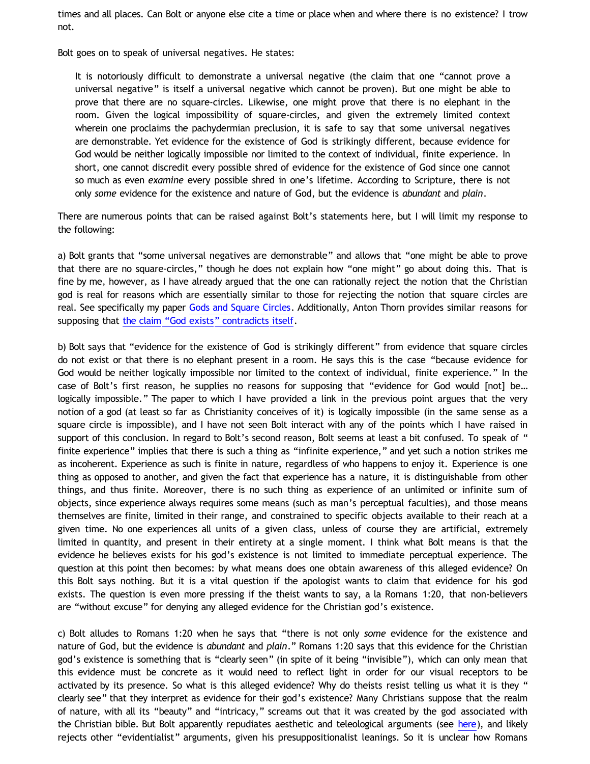times and all places. Can Bolt or anyone else cite a time or place when and where there is no existence? I trow not.

Bolt goes on to speak of universal negatives. He states:

> It is notoriously difficult to demonstrate a universal negative (the claim that one "cannot prove a universal negative" is itself a universal negative which cannot be proven). But one might be able to prove that there are no square-circles. Likewise, one might prove that there is no elephant in the room. Given the logical impossibility of square-circles, and given the extremely limited context wherein one proclaims the pachydermian preclusion, it is safe to say that some universal negatives are demonstrable. Yet evidence for the existence of God is strikingly different, because evidence for God would be neither logically impossible nor limited to the context of individual, finite experience. In short, one cannot discredit every possible shred of evidence for the existence of God since one cannot so much as even *examine* every possible shred in one's lifetime. According to Scripture, there is not only *some* evidence for the existence and nature of God, but the evidence is *abundant* and *plain*.

There are numerous points that can be raised against Bolt's statements here, but I will limit my response to the following:

a) Bolt grants that "some universal negatives are demonstrable" and allows that "one might be able to prove that there are no square-circles," though he does not explain how "one might" go about doing this. That is fine by me, however, as I have already argued that the one can rationally reject the notion that the Christian god is real for reasons which are essentially similar to those for rejecting the notion that square circles are real. See specifically my paper Gods and Square Circles. Additionally, Anton Thorn provides similar reasons for supposing that the claim "God exists" contradicts itself.

b) Bolt says that "evidence for the existence of God is strikingly different" from evidence that square circles do not exist or that there is no elephant present in a room. He says this is the case "because evidence for God would be neither logically impossible nor limited to the context of individual, finite experience." In the case of Bolt's first reason, he supplies no reasons for supposing that "evidence for God would [not] be… logically impossible." The paper to which I have provided a link in the previous point argues that the very notion of a god (at least so far as Christianity conceives of it) is logically impossible (in the same sense as a square circle is impossible), and I have not seen Bolt interact with any of the points which I have raised in support of this conclusion. In regard to Bolt's second reason, Bolt seems at least a bit confused. To speak of "finite experience" implies that there is such a thing as "infinite experience," and yet such a notion strikes me as incoherent. Experience as such is finite in nature, regardless of who happens to enjoy it. Experience is one thing as opposed to another, and given the fact that experience has a nature, it is distinguishable from other things, and thus finite. Moreover, there is no such thing as experience of an unlimited or infinite sum of objects, since experience always requires some means (such as man's perceptual faculties), and those means themselves are finite, limited in their range, and constrained to specific objects available to their reach at a given time. No one experiences all units of a given class, unless of course they are artificial, extremely limited in quantity, and present in their entirety at a single moment. I think what Bolt means is that the evidence he believes exists for his god's existence is not limited to immediate perceptual experience. The question at this point then becomes: by what means does one obtain awareness of this alleged evidence? On this Bolt says nothing. But it is a vital question if the apologist wants to claim that evidence for his god exists. The question is even more pressing if the theist wants to say, a la Romans 1:20, that non-believers are "without excuse" for denying any alleged evidence for the Christian god's existence.

c) Bolt alludes to Romans 1:20 when he says that "there is not only *some* evidence for the existence and nature of God, but the evidence is *abundant* and *plain*." Romans 1:20 says that this evidence for the Christian god's existence is something that is "clearly seen" (in spite of it being "invisible"), which can only mean that this evidence must be concrete as it would need to reflect light in order for our visual receptors to be activated by its presence. So what is this alleged evidence? Why do theists resist telling us what it is they "clearly see" that they interpret as evidence for their god's existence? Many Christians suppose that the realm of nature, with all its "beauty" and "intricacy," screams out that it was created by the god associated with the Christian bible. But Bolt apparently repudiates aesthetic and teleological arguments (see here), and likely rejects other "evidentialist" arguments, given his presuppositionalist leanings. So it is unclear how Romans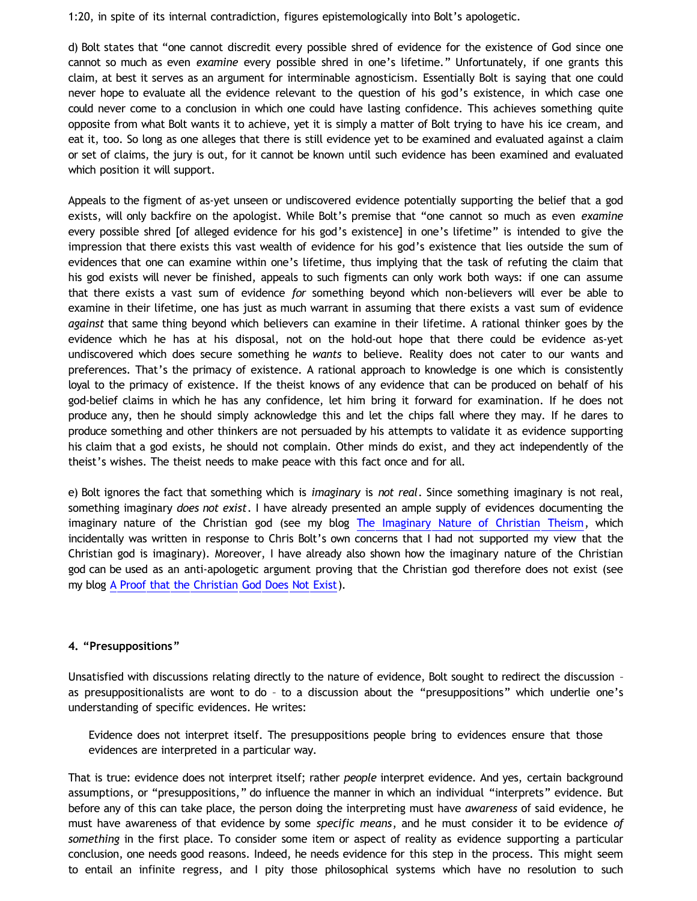1:20, in spite of its internal contradiction, figures epistemologically into Bolt's apologetic.

d) Bolt states that "one cannot discredit every possible shred of evidence for the existence of God since one cannot so much as even *examine* every possible shred in one's lifetime." Unfortunately, if one grants this claim, at best it serves as an argument for interminable agnosticism. Essentially Bolt is saying that one could never hope to evaluate all the evidence relevant to the question of his god's existence, in which case one could never come to a conclusion in which one could have lasting confidence. This achieves something quite opposite from what Bolt wants it to achieve, yet it is simply a matter of Bolt trying to have his ice cream, and eat it, too. So long as one alleges that there is still evidence yet to be examined and evaluated against a claim or set of claims, the jury is out, for it cannot be known until such evidence has been examined and evaluated which position it will support.

Appeals to the figment of as-yet unseen or undiscovered evidence potentially supporting the belief that a god exists, will only backfire on the apologist. While Bolt's premise that "one cannot so much as even *examine* every possible shred [of alleged evidence for his god's existence] in one's lifetime" is intended to give the impression that there exists this vast wealth of evidence for his god's existence that lies outside the sum of evidences that one can examine within one's lifetime, thus implying that the task of refuting the claim that his god exists will never be finished, appeals to such figments can only work both ways: if one can assume that there exists a vast sum of evidence *for* something beyond which non-believers will ever be able to examine in their lifetime, one has just as much warrant in assuming that there exists a vast sum of evidence *against* that same thing beyond which believers can examine in their lifetime. A rational thinker goes by the evidence which he has at his disposal, not on the hold-out hope that there could be evidence as-yet undiscovered which does secure something he *wants* to believe. Reality does not cater to our wants and preferences. That's the primacy of existence. A rational approach to knowledge is one which is consistently loyal to the primacy of existence. If the theist knows of any evidence that can be produced on behalf of his god-belief claims in which he has any confidence, let him bring it forward for examination. If he does not produce any, then he should simply acknowledge this and let the chips fall where they may. If he dares to produce something and other thinkers are not persuaded by his attempts to validate it as evidence supporting his claim that a god exists, he should not complain. Other minds do exist, and they act independently of the theist's wishes. The theist needs to make peace with this fact once and for all.

e) Bolt ignores the fact that something which is *imaginary* is *not real*. Since something imaginary is not real, something imaginary *does not exist*. I have already presented an ample supply of evidences documenting the imaginary nature of the Christian god (see my blog [The Imaginary Nature of Christian Theism](), which incidentally was written in response to Chris Bolt's own concerns that I had not supported my view that the Christian god is imaginary). Moreover, I have already also shown how the imaginary nature of the Christian god can be used as an anti-apologetic argument proving that the Christian god therefore does not exist (see my blog [A Proof that the Christian God Does Not Exist]()).

**4. "Presuppositions"**

Unsatisfied with discussions relating directly to the nature of evidence, Bolt sought to redirect the discussion – as presuppositionalists are wont to do – to a discussion about the "presuppositions" which underlie one's understanding of specific evidences. He writes:

> Evidence does not interpret itself. The presuppositions people bring to evidences ensure that those evidences are interpreted in a particular way.

That is true: evidence does not interpret itself; rather *people* interpret evidence. And yes, certain background assumptions, or "presuppositions," do influence the manner in which an individual "interprets" evidence. But before any of this can take place, the person doing the interpreting must have *awareness* of said evidence, he must have awareness of that evidence by some *specific means*, and he must consider it to be evidence *of something* in the first place. To consider some item or aspect of reality as evidence supporting a particular conclusion, one needs good reasons. Indeed, he needs evidence for this step in the process. This might seem to entail an infinite regress, and I pity those philosophical systems which have no resolution to such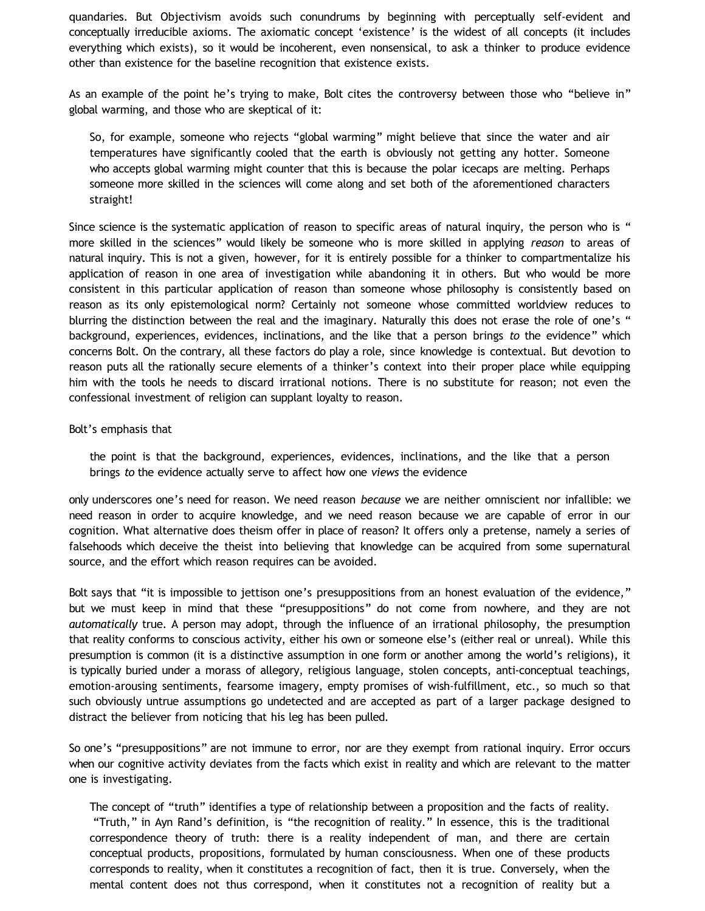quandaries. But Objectivism avoids such conundrums by beginning with perceptually self-evident and conceptually irreducible axioms. The axiomatic concept 'existence' is the widest of all concepts (it includes everything which exists), so it would be incoherent, even nonsensical, to ask a thinker to produce evidence other than existence for the baseline recognition that existence exists.

As an example of the point he's trying to make, Bolt cites the controversy between those who "believe in" global warming, and those who are skeptical of it:

> So, for example, someone who rejects "global warming" might believe that since the water and air temperatures have significantly cooled that the earth is obviously not getting any hotter. Someone who accepts global warming might counter that this is because the polar icecaps are melting. Perhaps someone more skilled in the sciences will come along and set both of the aforementioned characters straight!

Since science is the systematic application of reason to specific areas of natural inquiry, the person who is " more skilled in the sciences" would likely be someone who is more skilled in applying *reason* to areas of natural inquiry. This is not a given, however, for it is entirely possible for a thinker to compartmentalize his application of reason in one area of investigation while abandoning it in others. But who would be more consistent in this particular application of reason than someone whose philosophy is consistently based on reason as its only epistemological norm? Certainly not someone whose committed worldview reduces to blurring the distinction between the real and the imaginary. Naturally this does not erase the role of one's " background, experiences, evidences, inclinations, and the like that a person brings *to* the evidence" which concerns Bolt. On the contrary, all these factors do play a role, since knowledge is contextual. But devotion to reason puts all the rationally secure elements of a thinker's context into their proper place while equipping him with the tools he needs to discard irrational notions. There is no substitute for reason; not even the confessional investment of religion can supplant loyalty to reason.

Bolt's emphasis that

> the point is that the background, experiences, evidences, inclinations, and the like that a person brings *to* the evidence actually serve to affect how one *views* the evidence

only underscores one's need for reason. We need reason *because* we are neither omniscient nor infallible: we need reason in order to acquire knowledge, and we need reason because we are capable of error in our cognition. What alternative does theism offer in place of reason? It offers only a pretense, namely a series of falsehoods which deceive the theist into believing that knowledge can be acquired from some supernatural source, and the effort which reason requires can be avoided.

Bolt says that "it is impossible to jettison one's presuppositions from an honest evaluation of the evidence," but we must keep in mind that these "presuppositions" do not come from nowhere, and they are not *automatically* true. A person may adopt, through the influence of an irrational philosophy, the presumption that reality conforms to conscious activity, either his own or someone else's (either real or unreal). While this presumption is common (it is a distinctive assumption in one form or another among the world's religions), it is typically buried under a morass of allegory, religious language, stolen concepts, anti-conceptual teachings, emotion-arousing sentiments, fearsome imagery, empty promises of wish-fulfillment, etc., so much so that such obviously untrue assumptions go undetected and are accepted as part of a larger package designed to distract the believer from noticing that his leg has been pulled.

So one's "presuppositions" are not immune to error, nor are they exempt from rational inquiry. Error occurs when our cognitive activity deviates from the facts which exist in reality and which are relevant to the matter one is investigating.

> The concept of "truth" identifies a type of relationship between a proposition and the facts of reality. "Truth," in Ayn Rand's definition, is "the recognition of reality." In essence, this is the traditional correspondence theory of truth: there is a reality independent of man, and there are certain conceptual products, propositions, formulated by human consciousness. When one of these products corresponds to reality, when it constitutes a recognition of fact, then it is true. Conversely, when the mental content does not thus correspond, when it constitutes not a recognition of reality but a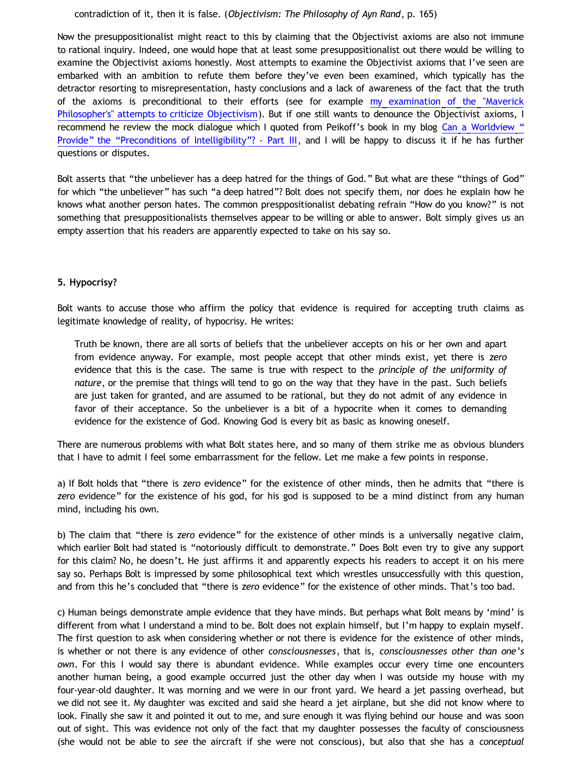contradiction of it, then it is false. (*Objectivism: The Philosophy of Ayn Rand*, p. 165)

Now the presuppositionalist might react to this by claiming that the Objectivist axioms are also not immune to rational inquiry. Indeed, one would hope that at least some presuppositionalist out there would be willing to examine the Objectivist axioms honestly. Most attempts to examine the Objectivist axioms that I've seen are embarked with an ambition to refute them before they've even been examined, which typically has the detractor resorting to misrepresentation, hasty conclusions and a lack of awareness of the fact that the truth of the axioms is preconditional to their efforts (see for example my examination of the "Maverick Philosopher's" attempts to criticize Objectivism). But if one still wants to denounce the Objectivist axioms, I recommend he review the mock dialogue which I quoted from Peikoff's book in my blog Can a Worldview "Provide" the "Preconditions of Intelligibility"? - Part III, and I will be happy to discuss it if he has further questions or disputes.

Bolt asserts that "the unbeliever has a deep hatred for the things of God." But what are these "things of God" for which "the unbeliever" has such "a deep hatred"? Bolt does not specify them, nor does he explain how he knows what another person hates. The common prespposit​ionalist debating refrain "How do you know?" is not something that presuppositionalists themselves appear to be willing or able to answer. Bolt simply gives us an empty assertion that his readers are apparently expected to take on his say so.

### 5. Hypocrisy?

Bolt wants to accuse those who affirm the policy that evidence is required for accepting truth claims as legitimate knowledge of reality, of hypocrisy. He writes:

> Truth be known, there are all sorts of beliefs that the unbeliever accepts on his or her own and apart from evidence anyway. For example, most people accept that other minds exist, yet there is *zero* evidence that this is the case. The same is true with respect to the *principle of the uniformity of nature*, or the premise that things will tend to go on the way that they have in the past. Such beliefs are just taken for granted, and are assumed to be rational, but they do not admit of any evidence in favor of their acceptance. So the unbeliever is a bit of a hypocrite when it comes to demanding evidence for the existence of God. Knowing God is every bit as basic as knowing oneself.

There are numerous problems with what Bolt states here, and so many of them strike me as obvious blunders that I have to admit I feel some embarrassment for the fellow. Let me make a few points in response.

a) If Bolt holds that "there is *zero* evidence" for the existence of other minds, then he admits that "there is *zero* evidence" for the existence of his god, for his god is supposed to be a mind distinct from any human mind, including his own.

b) The claim that "there is *zero* evidence" for the existence of other minds is a universally negative claim, which earlier Bolt had stated is "notoriously difficult to demonstrate." Does Bolt even try to give any support for this claim? No, he doesn't. He just affirms it and apparently expects his readers to accept it on his mere say so. Perhaps Bolt is impressed by some philosophical text which wrestles unsuccessfully with this question, and from this he's concluded that "there is *zero* evidence" for the existence of other minds. That's too bad.

c) Human beings demonstrate ample evidence that they have minds. But perhaps what Bolt means by 'mind' is different from what I understand a mind to be. Bolt does not explain himself, but I'm happy to explain myself. The first question to ask when considering whether or not there is evidence for the existence of other minds, is whether or not there is any evidence of other *consciousnesses*, that is, *consciousnesses other than one's own*. For this I would say there is abundant evidence. While examples occur every time one encounters another human being, a good example occurred just the other day when I was outside my house with my four-year-old daughter. It was morning and we were in our front yard. We heard a jet passing overhead, but we did not see it. My daughter was excited and said she heard a jet airplane, but she did not know where to look. Finally she saw it and pointed it out to me, and sure enough it was flying behind our house and was soon out of sight. This was evidence not only of the fact that my daughter possesses the faculty of consciousness (she would not be able to *see* the aircraft if she were not conscious), but also that she has a *conceptual*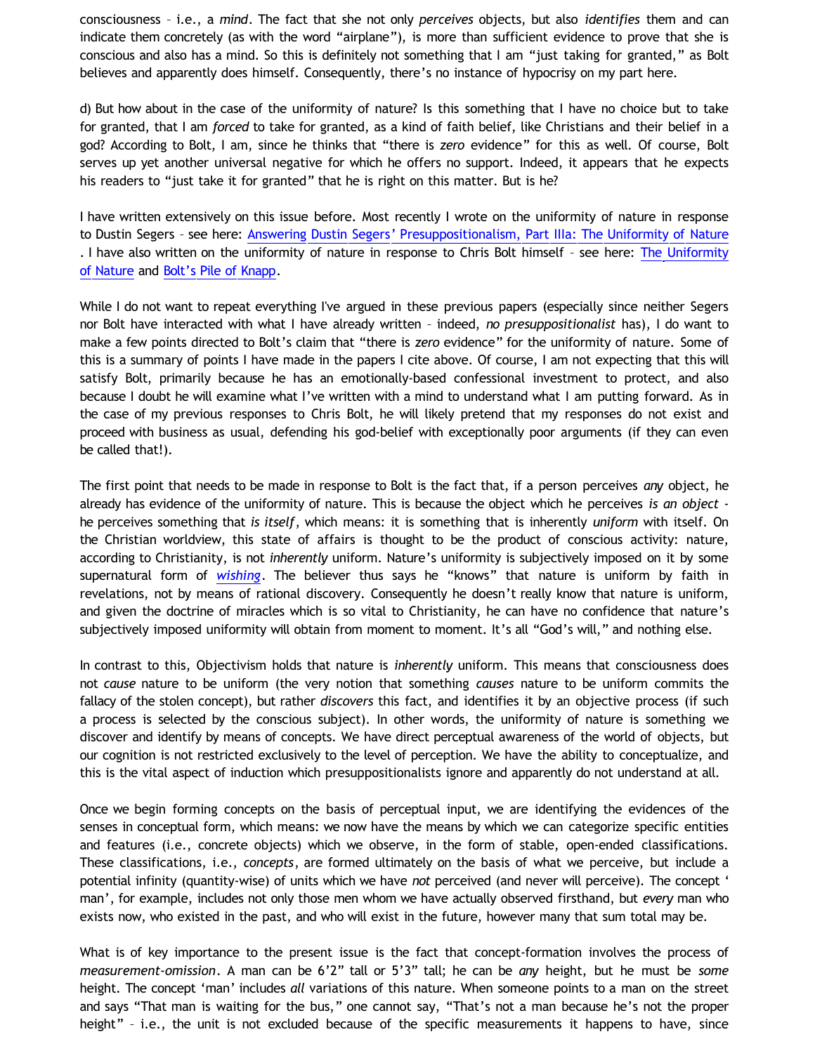consciousness – i.e., a *mind*. The fact that she not only *perceives* objects, but also *identifies* them and can indicate them concretely (as with the word "airplane"), is more than sufficient evidence to prove that she is conscious and also has a mind. So this is definitely not something that I am "just taking for granted," as Bolt believes and apparently does himself. Consequently, there's no instance of hypocrisy on my part here.

d) But how about in the case of the uniformity of nature? Is this something that I have no choice but to take for granted, that I am *forced* to take for granted, as a kind of faith belief, like Christians and their belief in a god? According to Bolt, I am, since he thinks that "there is *zero* evidence" for this as well. Of course, Bolt serves up yet another universal negative for which he offers no support. Indeed, it appears that he expects his readers to "just take it for granted" that he is right on this matter. But is he?

I have written extensively on this issue before. Most recently I wrote on the uniformity of nature in response to Dustin Segers – see here: [Answering Dustin Segers' Presuppositionalism, Part IIIa: The Uniformity of Nature](). I have also written on the uniformity of nature in response to Chris Bolt himself – see here: [The Uniformity of Nature]() and [Bolt's Pile of Knapp]().

While I do not want to repeat everything I've argued in these previous papers (especially since neither Segers nor Bolt have interacted with what I have already written – indeed, *no presuppositionalist* has), I do want to make a few points directed to Bolt's claim that "there is *zero* evidence" for the uniformity of nature. Some of this is a summary of points I have made in the papers I cite above. Of course, I am not expecting that this will satisfy Bolt, primarily because he has an emotionally-based confessional investment to protect, and also because I doubt he will examine what I've written with a mind to understand what I am putting forward. As in the case of my previous responses to Chris Bolt, he will likely pretend that my responses do not exist and proceed with business as usual, defending his god-belief with exceptionally poor arguments (if they can even be called that!).

The first point that needs to be made in response to Bolt is the fact that, if a person perceives *any* object, he already has evidence of the uniformity of nature. This is because the object which he perceives *is an object* - he perceives something that *is itself*, which means: it is something that is inherently *uniform* with itself. On the Christian worldview, this state of affairs is thought to be the product of conscious activity: nature, according to Christianity, is not *inherently* uniform. Nature's uniformity is subjectively imposed on it by some supernatural form of [*wishing*](). The believer thus says he "knows" that nature is uniform by faith in revelations, not by means of rational discovery. Consequently he doesn't really know that nature is uniform, and given the doctrine of miracles which is so vital to Christianity, he can have no confidence that nature's subjectively imposed uniformity will obtain from moment to moment. It's all "God's will," and nothing else.

In contrast to this, Objectivism holds that nature is *inherently* uniform. This means that consciousness does not *cause* nature to be uniform (the very notion that something *causes* nature to be uniform commits the fallacy of the stolen concept), but rather *discovers* this fact, and identifies it by an objective process (if such a process is selected by the conscious subject). In other words, the uniformity of nature is something we discover and identify by means of concepts. We have direct perceptual awareness of the world of objects, but our cognition is not restricted exclusively to the level of perception. We have the ability to conceptualize, and this is the vital aspect of induction which presuppositionalists ignore and apparently do not understand at all.

Once we begin forming concepts on the basis of perceptual input, we are identifying the evidences of the senses in conceptual form, which means: we now have the means by which we can categorize specific entities and features (i.e., concrete objects) which we observe, in the form of stable, open-ended classifications. These classifications, i.e., *concepts*, are formed ultimately on the basis of what we perceive, but include a potential infinity (quantity-wise) of units which we have *not* perceived (and never will perceive). The concept 'man', for example, includes not only those men whom we have actually observed firsthand, but *every* man who exists now, who existed in the past, and who will exist in the future, however many that sum total may be.

What is of key importance to the present issue is the fact that concept-formation involves the process of *measurement-omission*. A man can be 6'2" tall or 5'3" tall; he can be *any* height, but he must be *some* height. The concept 'man' includes *all* variations of this nature. When someone points to a man on the street and says "That man is waiting for the bus," one cannot say, "That's not a man because he's not the proper height" – i.e., the unit is not excluded because of the specific measurements it happens to have, since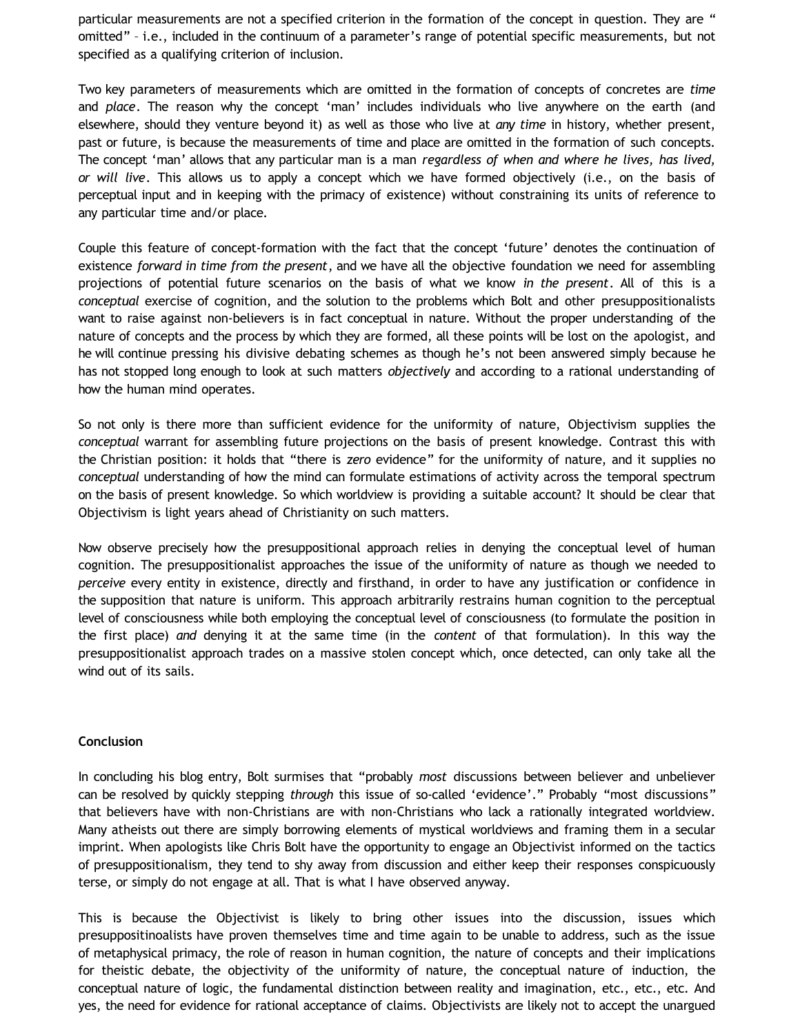particular measurements are not a specified criterion in the formation of the concept in question. They are "omitted" – i.e., included in the continuum of a parameter's range of potential specific measurements, but not specified as a qualifying criterion of inclusion.

Two key parameters of measurements which are omitted in the formation of concepts of concretes are *time* and *place*. The reason why the concept 'man' includes individuals who live anywhere on the earth (and elsewhere, should they venture beyond it) as well as those who live at *any time* in history, whether present, past or future, is because the measurements of time and place are omitted in the formation of such concepts. The concept 'man' allows that any particular man is a man *regardless of when and where he lives, has lived, or will live*. This allows us to apply a concept which we have formed objectively (i.e., on the basis of perceptual input and in keeping with the primacy of existence) without constraining its units of reference to any particular time and/or place.

Couple this feature of concept-formation with the fact that the concept 'future' denotes the continuation of existence *forward in time from the present*, and we have all the objective foundation we need for assembling projections of potential future scenarios on the basis of what we know *in the present*. All of this is a *conceptual* exercise of cognition, and the solution to the problems which Bolt and other presuppositionalists want to raise against non-believers is in fact conceptual in nature. Without the proper understanding of the nature of concepts and the process by which they are formed, all these points will be lost on the apologist, and he will continue pressing his divisive debating schemes as though he's not been answered simply because he has not stopped long enough to look at such matters *objectively* and according to a rational understanding of how the human mind operates.

So not only is there more than sufficient evidence for the uniformity of nature, Objectivism supplies the *conceptual* warrant for assembling future projections on the basis of present knowledge. Contrast this with the Christian position: it holds that "there is *zero* evidence" for the uniformity of nature, and it supplies no *conceptual* understanding of how the mind can formulate estimations of activity across the temporal spectrum on the basis of present knowledge. So which worldview is providing a suitable account? It should be clear that Objectivism is light years ahead of Christianity on such matters.

Now observe precisely how the presuppositional approach relies in denying the conceptual level of human cognition. The presuppositionalist approaches the issue of the uniformity of nature as though we needed to *perceive* every entity in existence, directly and firsthand, in order to have any justification or confidence in the supposition that nature is uniform. This approach arbitrarily restrains human cognition to the perceptual level of consciousness while both employing the conceptual level of consciousness (to formulate the position in the first place) *and* denying it at the same time (in the *content* of that formulation). In this way the presuppositionalist approach trades on a massive stolen concept which, once detected, can only take all the wind out of its sails.

**Conclusion**

In concluding his blog entry, Bolt surmises that "probably *most* discussions between believer and unbeliever can be resolved by quickly stepping *through* this issue of so-called 'evidence'." Probably "most discussions" that believers have with non-Christians are with non-Christians who lack a rationally integrated worldview. Many atheists out there are simply borrowing elements of mystical worldviews and framing them in a secular imprint. When apologists like Chris Bolt have the opportunity to engage an Objectivist informed on the tactics of presuppositionalism, they tend to shy away from discussion and either keep their responses conspicuously terse, or simply do not engage at all. That is what I have observed anyway.

This is because the Objectivist is likely to bring other issues into the discussion, issues which presuppositinoalists have proven themselves time and time again to be unable to address, such as the issue of metaphysical primacy, the role of reason in human cognition, the nature of concepts and their implications for theistic debate, the objectivity of the uniformity of nature, the conceptual nature of induction, the conceptual nature of logic, the fundamental distinction between reality and imagination, etc., etc., etc. And yes, the need for evidence for rational acceptance of claims. Objectivists are likely not to accept the unargued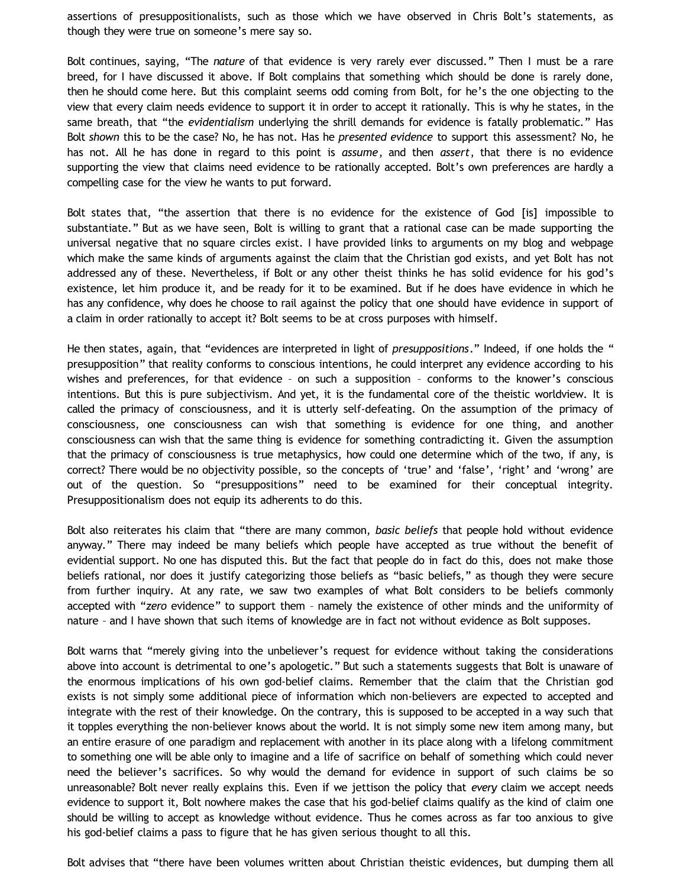assertions of presuppositionalists, such as those which we have observed in Chris Bolt's statements, as though they were true on someone's mere say so.

Bolt continues, saying, "The *nature* of that evidence is very rarely ever discussed." Then I must be a rare breed, for I have discussed it above. If Bolt complains that something which should be done is rarely done, then he should come here. But this complaint seems odd coming from Bolt, for he's the one objecting to the view that every claim needs evidence to support it in order to accept it rationally. This is why he states, in the same breath, that "the *evidentialism* underlying the shrill demands for evidence is fatally problematic." Has Bolt *shown* this to be the case? No, he has not. Has he *presented evidence* to support this assessment? No, he has not. All he has done in regard to this point is *assume*, and then *assert*, that there is no evidence supporting the view that claims need evidence to be rationally accepted. Bolt's own preferences are hardly a compelling case for the view he wants to put forward.

Bolt states that, "the assertion that there is no evidence for the existence of God [is] impossible to substantiate." But as we have seen, Bolt is willing to grant that a rational case can be made supporting the universal negative that no square circles exist. I have provided links to arguments on my blog and webpage which make the same kinds of arguments against the claim that the Christian god exists, and yet Bolt has not addressed any of these. Nevertheless, if Bolt or any other theist thinks he has solid evidence for his god's existence, let him produce it, and be ready for it to be examined. But if he does have evidence in which he has any confidence, why does he choose to rail against the policy that one should have evidence in support of a claim in order rationally to accept it? Bolt seems to be at cross purposes with himself.

He then states, again, that "evidences are interpreted in light of *presuppositions*." Indeed, if one holds the "presupposition" that reality conforms to conscious intentions, he could interpret any evidence according to his wishes and preferences, for that evidence – on such a supposition – conforms to the knower's conscious intentions. But this is pure subjectivism. And yet, it is the fundamental core of the theistic worldview. It is called the primacy of consciousness, and it is utterly self-defeating. On the assumption of the primacy of consciousness, one consciousness can wish that something is evidence for one thing, and another consciousness can wish that the same thing is evidence for something contradicting it. Given the assumption that the primacy of consciousness is true metaphysics, how could one determine which of the two, if any, is correct? There would be no objectivity possible, so the concepts of 'true' and 'false', 'right' and 'wrong' are out of the question. So "presuppositions" need to be examined for their conceptual integrity. Presuppositionalism does not equip its adherents to do this.

Bolt also reiterates his claim that "there are many common, *basic beliefs* that people hold without evidence anyway." There may indeed be many beliefs which people have accepted as true without the benefit of evidential support. No one has disputed this. But the fact that people do in fact do this, does not make those beliefs rational, nor does it justify categorizing those beliefs as "basic beliefs," as though they were secure from further inquiry. At any rate, we saw two examples of what Bolt considers to be beliefs commonly accepted with "*zero* evidence" to support them – namely the existence of other minds and the uniformity of nature – and I have shown that such items of knowledge are in fact not without evidence as Bolt supposes.

Bolt warns that "merely giving into the unbeliever's request for evidence without taking the considerations above into account is detrimental to one's apologetic." But such a statements suggests that Bolt is unaware of the enormous implications of his own god-belief claims. Remember that the claim that the Christian god exists is not simply some additional piece of information which non-believers are expected to accepted and integrate with the rest of their knowledge. On the contrary, this is supposed to be accepted in a way such that it topples everything the non-believer knows about the world. It is not simply some new item among many, but an entire erasure of one paradigm and replacement with another in its place along with a lifelong commitment to something one will be able only to imagine and a life of sacrifice on behalf of something which could never need the believer's sacrifices. So why would the demand for evidence in support of such claims be so unreasonable? Bolt never really explains this. Even if we jettison the policy that *every* claim we accept needs evidence to support it, Bolt nowhere makes the case that his god-belief claims qualify as the kind of claim one should be willing to accept as knowledge without evidence. Thus he comes across as far too anxious to give his god-belief claims a pass to figure that he has given serious thought to all this.

Bolt advises that "there have been volumes written about Christian theistic evidences, but dumping them all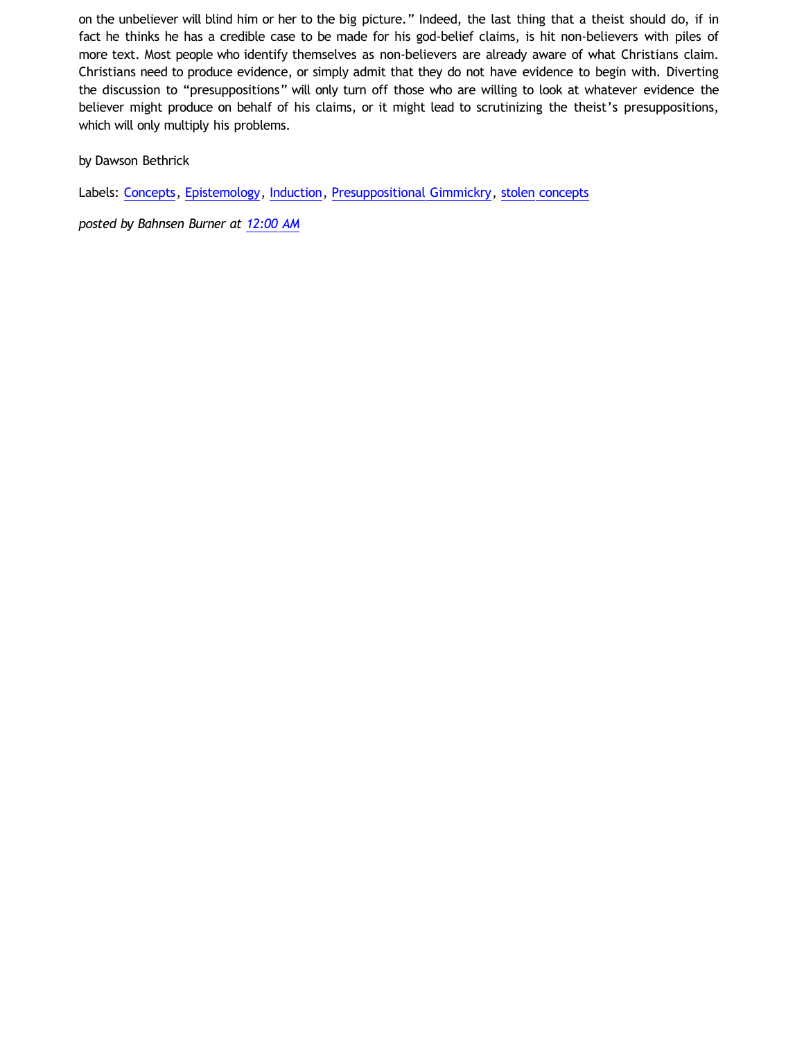on the unbeliever will blind him or her to the big picture." Indeed, the last thing that a theist should do, if in fact he thinks he has a credible case to be made for his god-belief claims, is hit non-believers with piles of more text. Most people who identify themselves as non-believers are already aware of what Christians claim. Christians need to produce evidence, or simply admit that they do not have evidence to begin with. Diverting the discussion to "presuppositions" will only turn off those who are willing to look at whatever evidence the believer might produce on behalf of his claims, or it might lead to scrutinizing the theist's presuppositions, which will only multiply his problems.

by Dawson Bethrick

Labels: Concepts, Epistemology, Induction, Presuppositional Gimmickry, stolen concepts

*posted by Bahnsen Burner at 12:00 AM*